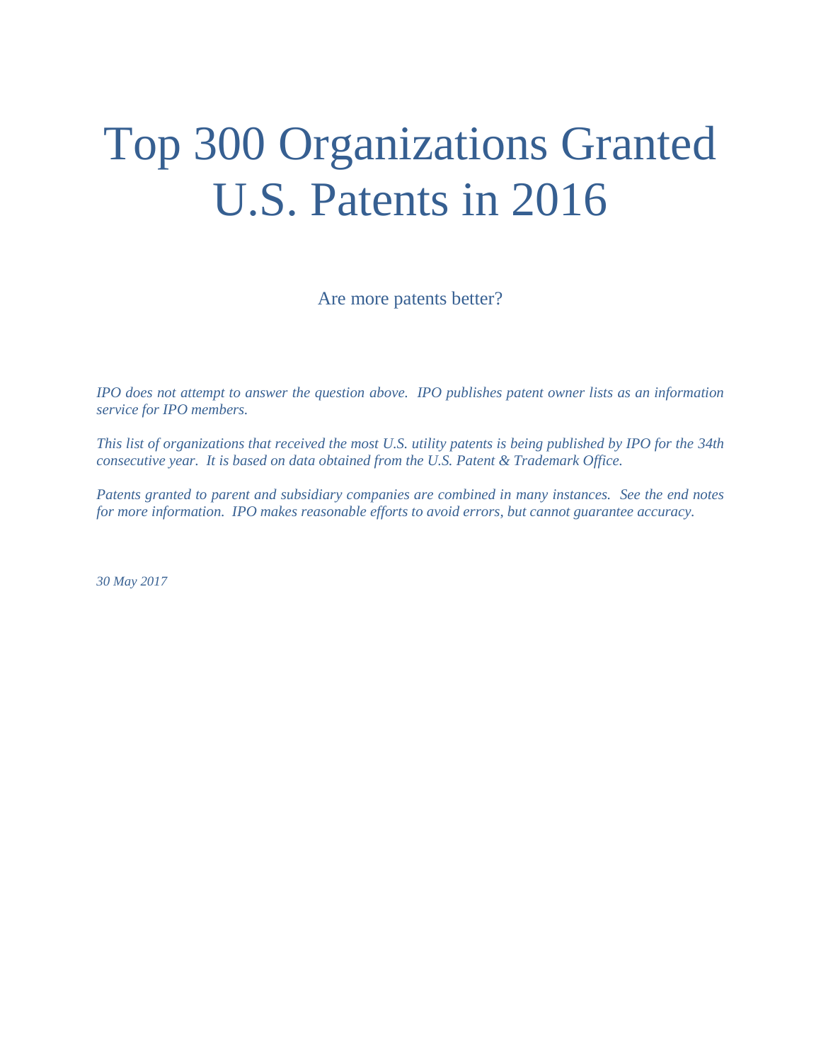# Top 300 Organizations Granted U.S. Patents in 2016

Are more patents better?

*IPO does not attempt to answer the question above. IPO publishes patent owner lists as an information service for IPO members.*

*This list of organizations that received the most U.S. utility patents is being published by IPO for the 34th consecutive year. It is based on data obtained from the U.S. Patent & Trademark Office.*

*Patents granted to parent and subsidiary companies are combined in many instances. See the end notes for more information. IPO makes reasonable efforts to avoid errors, but cannot guarantee accuracy.*

*30 May 2017*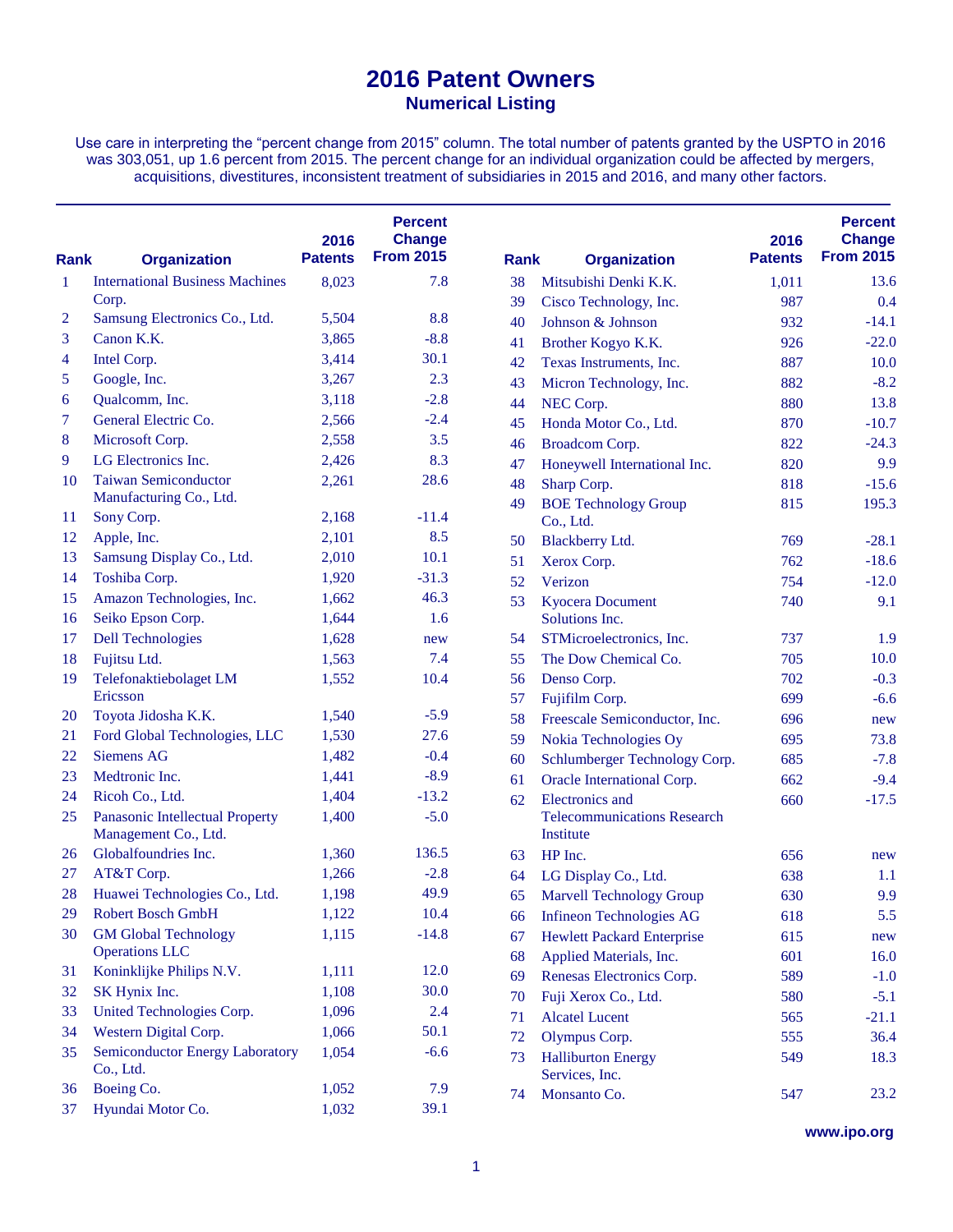# 2016 Patent Owners

## Numerical Listing

Use care in interpreting the "percent change from 2015" column. The total number of patents granted by the USPTO in 2016 was 303,051, up 1.6 percent from 2015. The percent change for an individual organization could be affected by mergers, acquisitions, divestitures, inconsistent treatment of subsidiaries in 2015 and 2016, and many other factors.

| Rank | Organization | 2016 Patents | Percent Change From 2015 |
|---|---|---|---|
| 1 | International Business Machines Corp. | 8,023 | 7.8 |
| 2 | Samsung Electronics Co., Ltd. | 5,504 | 8.8 |
| 3 | Canon K.K. | 3,865 | -8.8 |
| 4 | Intel Corp. | 3,414 | 30.1 |
| 5 | Google, Inc. | 3,267 | 2.3 |
| 6 | Qualcomm, Inc. | 3,118 | -2.8 |
| 7 | General Electric Co. | 2,566 | -2.4 |
| 8 | Microsoft Corp. | 2,558 | 3.5 |
| 9 | LG Electronics Inc. | 2,426 | 8.3 |
| 10 | Taiwan Semiconductor Manufacturing Co., Ltd. | 2,261 | 28.6 |
| 11 | Sony Corp. | 2,168 | -11.4 |
| 12 | Apple, Inc. | 2,101 | 8.5 |
| 13 | Samsung Display Co., Ltd. | 2,010 | 10.1 |
| 14 | Toshiba Corp. | 1,920 | -31.3 |
| 15 | Amazon Technologies, Inc. | 1,662 | 46.3 |
| 16 | Seiko Epson Corp. | 1,644 | 1.6 |
| 17 | Dell Technologies | 1,628 | new |
| 18 | Fujitsu Ltd. | 1,563 | 7.4 |
| 19 | Telefonaktiebolaget LM Ericsson | 1,552 | 10.4 |
| 20 | Toyota Jidosha K.K. | 1,540 | -5.9 |
| 21 | Ford Global Technologies, LLC | 1,530 | 27.6 |
| 22 | Siemens AG | 1,482 | -0.4 |
| 23 | Medtronic Inc. | 1,441 | -8.9 |
| 24 | Ricoh Co., Ltd. | 1,404 | -13.2 |
| 25 | Panasonic Intellectual Property Management Co., Ltd. | 1,400 | -5.0 |
| 26 | Globalfoundries Inc. | 1,360 | 136.5 |
| 27 | AT&T Corp. | 1,266 | -2.8 |
| 28 | Huawei Technologies Co., Ltd. | 1,198 | 49.9 |
| 29 | Robert Bosch GmbH | 1,122 | 10.4 |
| 30 | GM Global Technology Operations LLC | 1,115 | -14.8 |
| 31 | Koninklijke Philips N.V. | 1,111 | 12.0 |
| 32 | SK Hynix Inc. | 1,108 | 30.0 |
| 33 | United Technologies Corp. | 1,096 | 2.4 |
| 34 | Western Digital Corp. | 1,066 | 50.1 |
| 35 | Semiconductor Energy Laboratory Co., Ltd. | 1,054 | -6.6 |
| 36 | Boeing Co. | 1,052 | 7.9 |
| 37 | Hyundai Motor Co. | 1,032 | 39.1 |
| 38 | Mitsubishi Denki K.K. | 1,011 | 13.6 |
| 39 | Cisco Technology, Inc. | 987 | 0.4 |
| 40 | Johnson & Johnson | 932 | -14.1 |
| 41 | Brother Kogyo K.K. | 926 | -22.0 |
| 42 | Texas Instruments, Inc. | 887 | 10.0 |
| 43 | Micron Technology, Inc. | 882 | -8.2 |
| 44 | NEC Corp. | 880 | 13.8 |
| 45 | Honda Motor Co., Ltd. | 870 | -10.7 |
| 46 | Broadcom Corp. | 822 | -24.3 |
| 47 | Honeywell International Inc. | 820 | 9.9 |
| 48 | Sharp Corp. | 818 | -15.6 |
| 49 | BOE Technology Group Co., Ltd. | 815 | 195.3 |
| 50 | Blackberry Ltd. | 769 | -28.1 |
| 51 | Xerox Corp. | 762 | -18.6 |
| 52 | Verizon | 754 | -12.0 |
| 53 | Kyocera Document Solutions Inc. | 740 | 9.1 |
| 54 | STMicroelectronics, Inc. | 737 | 1.9 |
| 55 | The Dow Chemical Co. | 705 | 10.0 |
| 56 | Denso Corp. | 702 | -0.3 |
| 57 | Fujifilm Corp. | 699 | -6.6 |
| 58 | Freescale Semiconductor, Inc. | 696 | new |
| 59 | Nokia Technologies Oy | 695 | 73.8 |
| 60 | Schlumberger Technology Corp. | 685 | -7.8 |
| 61 | Oracle International Corp. | 662 | -9.4 |
| 62 | Electronics and Telecommunications Research Institute | 660 | -17.5 |
| 63 | HP Inc. | 656 | new |
| 64 | LG Display Co., Ltd. | 638 | 1.1 |
| 65 | Marvell Technology Group | 630 | 9.9 |
| 66 | Infineon Technologies AG | 618 | 5.5 |
| 67 | Hewlett Packard Enterprise | 615 | new |
| 68 | Applied Materials, Inc. | 601 | 16.0 |
| 69 | Renesas Electronics Corp. | 589 | -1.0 |
| 70 | Fuji Xerox Co., Ltd. | 580 | -5.1 |
| 71 | Alcatel Lucent | 565 | -21.1 |
| 72 | Olympus Corp. | 555 | 36.4 |
| 73 | Halliburton Energy Services, Inc. | 549 | 18.3 |
| 74 | Monsanto Co. | 547 | 23.2 |

www.ipo.org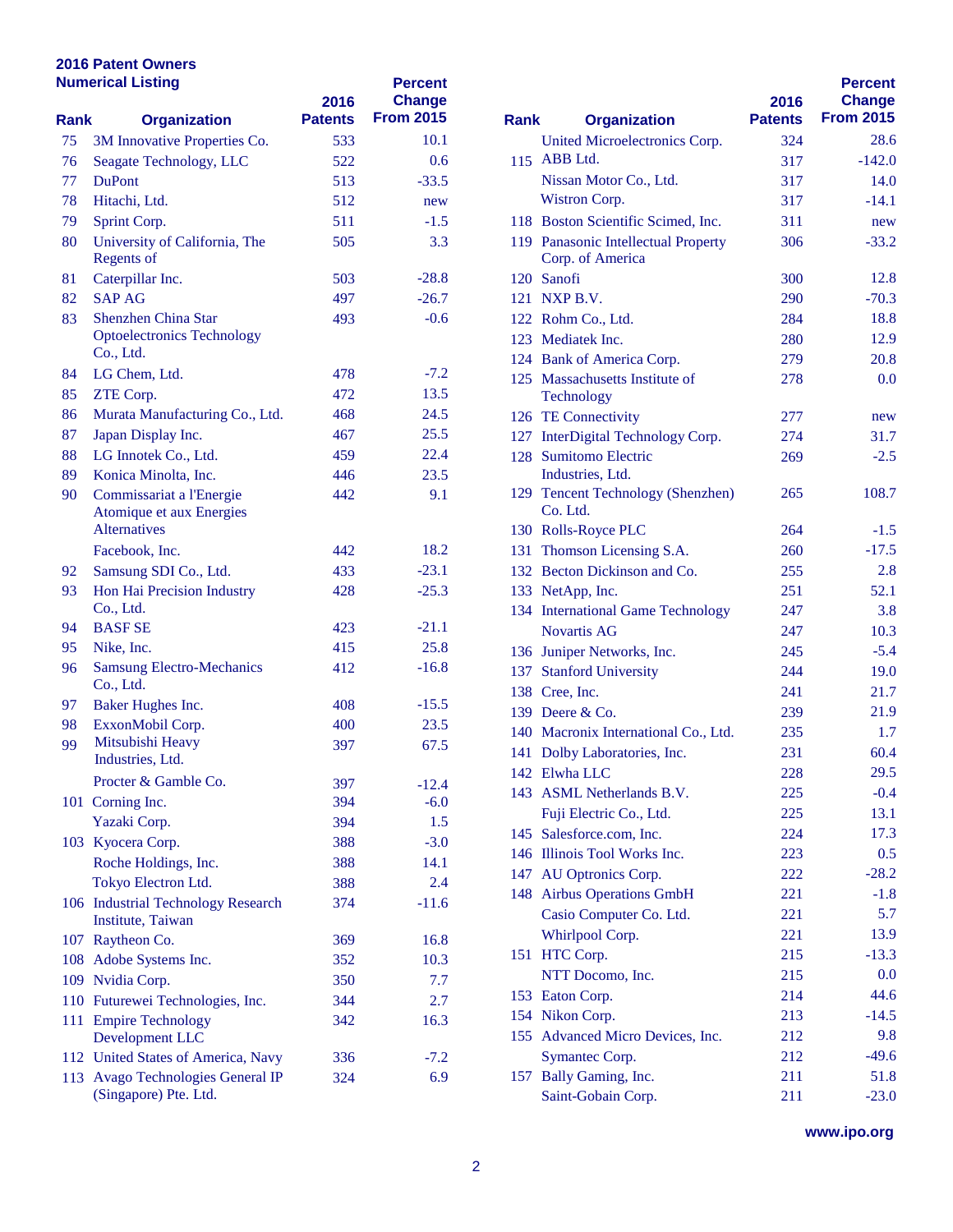## 2016 Patent Owners
### Numerical Listing

| Rank | Organization | 2016 Patents | Percent Change From 2015 |
|---|---|---|---|
| 75 | 3M Innovative Properties Co. | 533 | 10.1 |
| 76 | Seagate Technology, LLC | 522 | 0.6 |
| 77 | DuPont | 513 | -33.5 |
| 78 | Hitachi, Ltd. | 512 | new |
| 79 | Sprint Corp. | 511 | -1.5 |
| 80 | University of California, The Regents of | 505 | 3.3 |
| 81 | Caterpillar Inc. | 503 | -28.8 |
| 82 | SAP AG | 497 | -26.7 |
| 83 | Shenzhen China Star Optoelectronics Technology Co., Ltd. | 493 | -0.6 |
| 84 | LG Chem, Ltd. | 478 | -7.2 |
| 85 | ZTE Corp. | 472 | 13.5 |
| 86 | Murata Manufacturing Co., Ltd. | 468 | 24.5 |
| 87 | Japan Display Inc. | 467 | 25.5 |
| 88 | LG Innotek Co., Ltd. | 459 | 22.4 |
| 89 | Konica Minolta, Inc. | 446 | 23.5 |
| 90 | Commissariat a l'Energie Atomique et aux Energies Alternatives | 442 | 9.1 |
| | Facebook, Inc. | 442 | 18.2 |
| 92 | Samsung SDI Co., Ltd. | 433 | -23.1 |
| 93 | Hon Hai Precision Industry Co., Ltd. | 428 | -25.3 |
| 94 | BASF SE | 423 | -21.1 |
| 95 | Nike, Inc. | 415 | 25.8 |
| 96 | Samsung Electro-Mechanics Co., Ltd. | 412 | -16.8 |
| 97 | Baker Hughes Inc. | 408 | -15.5 |
| 98 | ExxonMobil Corp. | 400 | 23.5 |
| 99 | Mitsubishi Heavy Industries, Ltd. | 397 | 67.5 |
| | Procter & Gamble Co. | 397 | -12.4 |
| 101 | Corning Inc. | 394 | -6.0 |
| | Yazaki Corp. | 394 | 1.5 |
| 103 | Kyocera Corp. | 388 | -3.0 |
| | Roche Holdings, Inc. | 388 | 14.1 |
| | Tokyo Electron Ltd. | 388 | 2.4 |
| 106 | Industrial Technology Research Institute, Taiwan | 374 | -11.6 |
| 107 | Raytheon Co. | 369 | 16.8 |
| 108 | Adobe Systems Inc. | 352 | 10.3 |
| 109 | Nvidia Corp. | 350 | 7.7 |
| 110 | Futurewei Technologies, Inc. | 344 | 2.7 |
| 111 | Empire Technology Development LLC | 342 | 16.3 |
| 112 | United States of America, Navy | 336 | -7.2 |
| 113 | Avago Technologies General IP (Singapore) Pte. Ltd. | 324 | 6.9 |
| | United Microelectronics Corp. | 324 | 28.6 |
| 115 | ABB Ltd. | 317 | -142.0 |
| | Nissan Motor Co., Ltd. | 317 | 14.0 |
| | Wistron Corp. | 317 | -14.1 |
| 118 | Boston Scientific Scimed, Inc. | 311 | new |
| 119 | Panasonic Intellectual Property Corp. of America | 306 | -33.2 |
| 120 | Sanofi | 300 | 12.8 |
| 121 | NXP B.V. | 290 | -70.3 |
| 122 | Rohm Co., Ltd. | 284 | 18.8 |
| 123 | Mediatek Inc. | 280 | 12.9 |
| 124 | Bank of America Corp. | 279 | 20.8 |
| 125 | Massachusetts Institute of Technology | 278 | 0.0 |
| 126 | TE Connectivity | 277 | new |
| 127 | InterDigital Technology Corp. | 274 | 31.7 |
| 128 | Sumitomo Electric Industries, Ltd. | 269 | -2.5 |
| 129 | Tencent Technology (Shenzhen) Co. Ltd. | 265 | 108.7 |
| 130 | Rolls-Royce PLC | 264 | -1.5 |
| 131 | Thomson Licensing S.A. | 260 | -17.5 |
| 132 | Becton Dickinson and Co. | 255 | 2.8 |
| 133 | NetApp, Inc. | 251 | 52.1 |
| 134 | International Game Technology | 247 | 3.8 |
| | Novartis AG | 247 | 10.3 |
| 136 | Juniper Networks, Inc. | 245 | -5.4 |
| 137 | Stanford University | 244 | 19.0 |
| 138 | Cree, Inc. | 241 | 21.7 |
| 139 | Deere & Co. | 239 | 21.9 |
| 140 | Macronix International Co., Ltd. | 235 | 1.7 |
| 141 | Dolby Laboratories, Inc. | 231 | 60.4 |
| 142 | Elwha LLC | 228 | 29.5 |
| 143 | ASML Netherlands B.V. | 225 | -0.4 |
| | Fuji Electric Co., Ltd. | 225 | 13.1 |
| 145 | Salesforce.com, Inc. | 224 | 17.3 |
| 146 | Illinois Tool Works Inc. | 223 | 0.5 |
| 147 | AU Optronics Corp. | 222 | -28.2 |
| 148 | Airbus Operations GmbH | 221 | -1.8 |
| | Casio Computer Co. Ltd. | 221 | 5.7 |
| | Whirlpool Corp. | 221 | 13.9 |
| 151 | HTC Corp. | 215 | -13.3 |
| | NTT Docomo, Inc. | 215 | 0.0 |
| 153 | Eaton Corp. | 214 | 44.6 |
| 154 | Nikon Corp. | 213 | -14.5 |
| 155 | Advanced Micro Devices, Inc. | 212 | 9.8 |
| | Symantec Corp. | 212 | -49.6 |
| 157 | Bally Gaming, Inc. | 211 | 51.8 |
| | Saint-Gobain Corp. | 211 | -23.0 |

www.ipo.org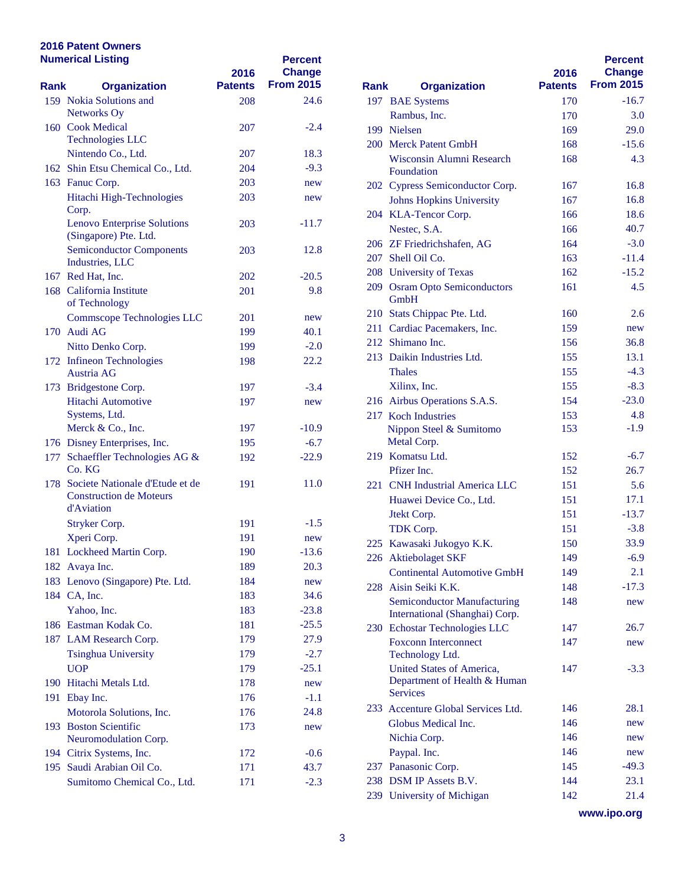## 2016 Patent Owners
### Numerical Listing

| Rank | Organization | 2016 Patents | Percent Change From 2015 |
|---|---|---|---|
| 159 | Nokia Solutions and Networks Oy | 208 | 24.6 |
| 160 | Cook Medical Technologies LLC | 207 | -2.4 |
| | Nintendo Co., Ltd. | 207 | 18.3 |
| 162 | Shin Etsu Chemical Co., Ltd. | 204 | -9.3 |
| 163 | Fanuc Corp. | 203 | new |
| | Hitachi High-Technologies Corp. | 203 | new |
| | Lenovo Enterprise Solutions (Singapore) Pte. Ltd. | 203 | -11.7 |
| | Semiconductor Components Industries, LLC | 203 | 12.8 |
| 167 | Red Hat, Inc. | 202 | -20.5 |
| 168 | California Institute of Technology | 201 | 9.8 |
| | Commscope Technologies LLC | 201 | new |
| 170 | Audi AG | 199 | 40.1 |
| | Nitto Denko Corp. | 199 | -2.0 |
| 172 | Infineon Technologies Austria AG | 198 | 22.2 |
| 173 | Bridgestone Corp. | 197 | -3.4 |
| | Hitachi Automotive Systems, Ltd. | 197 | new |
| | Merck & Co., Inc. | 197 | -10.9 |
| 176 | Disney Enterprises, Inc. | 195 | -6.7 |
| 177 | Schaeffler Technologies AG & Co. KG | 192 | -22.9 |
| 178 | Societe Nationale d'Etude et de Construction de Moteurs d'Aviation | 191 | 11.0 |
| | Stryker Corp. | 191 | -1.5 |
| | Xperi Corp. | 191 | new |
| 181 | Lockheed Martin Corp. | 190 | -13.6 |
| 182 | Avaya Inc. | 189 | 20.3 |
| 183 | Lenovo (Singapore) Pte. Ltd. | 184 | new |
| 184 | CA, Inc. | 183 | 34.6 |
| | Yahoo, Inc. | 183 | -23.8 |
| 186 | Eastman Kodak Co. | 181 | -25.5 |
| 187 | LAM Research Corp. | 179 | 27.9 |
| | Tsinghua University | 179 | -2.7 |
| | UOP | 179 | -25.1 |
| 190 | Hitachi Metals Ltd. | 178 | new |
| 191 | Ebay Inc. | 176 | -1.1 |
| | Motorola Solutions, Inc. | 176 | 24.8 |
| 193 | Boston Scientific Neuromodulation Corp. | 173 | new |
| 194 | Citrix Systems, Inc. | 172 | -0.6 |
| 195 | Saudi Arabian Oil Co. | 171 | 43.7 |
| | Sumitomo Chemical Co., Ltd. | 171 | -2.3 |
| 197 | BAE Systems | 170 | -16.7 |
| | Rambus, Inc. | 170 | 3.0 |
| 199 | Nielsen | 169 | 29.0 |
| 200 | Merck Patent GmbH | 168 | -15.6 |
| | Wisconsin Alumni Research Foundation | 168 | 4.3 |
| 202 | Cypress Semiconductor Corp. | 167 | 16.8 |
| | Johns Hopkins University | 167 | 16.8 |
| 204 | KLA-Tencor Corp. | 166 | 18.6 |
| | Nestec, S.A. | 166 | 40.7 |
| 206 | ZF Friedrichshafen, AG | 164 | -3.0 |
| 207 | Shell Oil Co. | 163 | -11.4 |
| 208 | University of Texas | 162 | -15.2 |
| 209 | Osram Opto Semiconductors GmbH | 161 | 4.5 |
| 210 | Stats Chippac Pte. Ltd. | 160 | 2.6 |
| 211 | Cardiac Pacemakers, Inc. | 159 | new |
| 212 | Shimano Inc. | 156 | 36.8 |
| 213 | Daikin Industries Ltd. | 155 | 13.1 |
| | Thales | 155 | -4.3 |
| | Xilinx, Inc. | 155 | -8.3 |
| 216 | Airbus Operations S.A.S. | 154 | -23.0 |
| 217 | Koch Industries | 153 | 4.8 |
| | Nippon Steel & Sumitomo Metal Corp. | 153 | -1.9 |
| 219 | Komatsu Ltd. | 152 | -6.7 |
| | Pfizer Inc. | 152 | 26.7 |
| 221 | CNH Industrial America LLC | 151 | 5.6 |
| | Huawei Device Co., Ltd. | 151 | 17.1 |
| | Jtekt Corp. | 151 | -13.7 |
| | TDK Corp. | 151 | -3.8 |
| 225 | Kawasaki Jukogyo K.K. | 150 | 33.9 |
| 226 | Aktiebolaget SKF | 149 | -6.9 |
| | Continental Automotive GmbH | 149 | 2.1 |
| 228 | Aisin Seiki K.K. | 148 | -17.3 |
| | Semiconductor Manufacturing International (Shanghai) Corp. | 148 | new |
| 230 | Echostar Technologies LLC | 147 | 26.7 |
| | Foxconn Interconnect Technology Ltd. | 147 | new |
| | United States of America, Department of Health & Human Services | 147 | -3.3 |
| 233 | Accenture Global Services Ltd. | 146 | 28.1 |
| | Globus Medical Inc. | 146 | new |
| | Nichia Corp. | 146 | new |
| | Paypal. Inc. | 146 | new |
| 237 | Panasonic Corp. | 145 | -49.3 |
| 238 | DSM IP Assets B.V. | 144 | 23.1 |
| 239 | University of Michigan | 142 | 21.4 |

www.ipo.org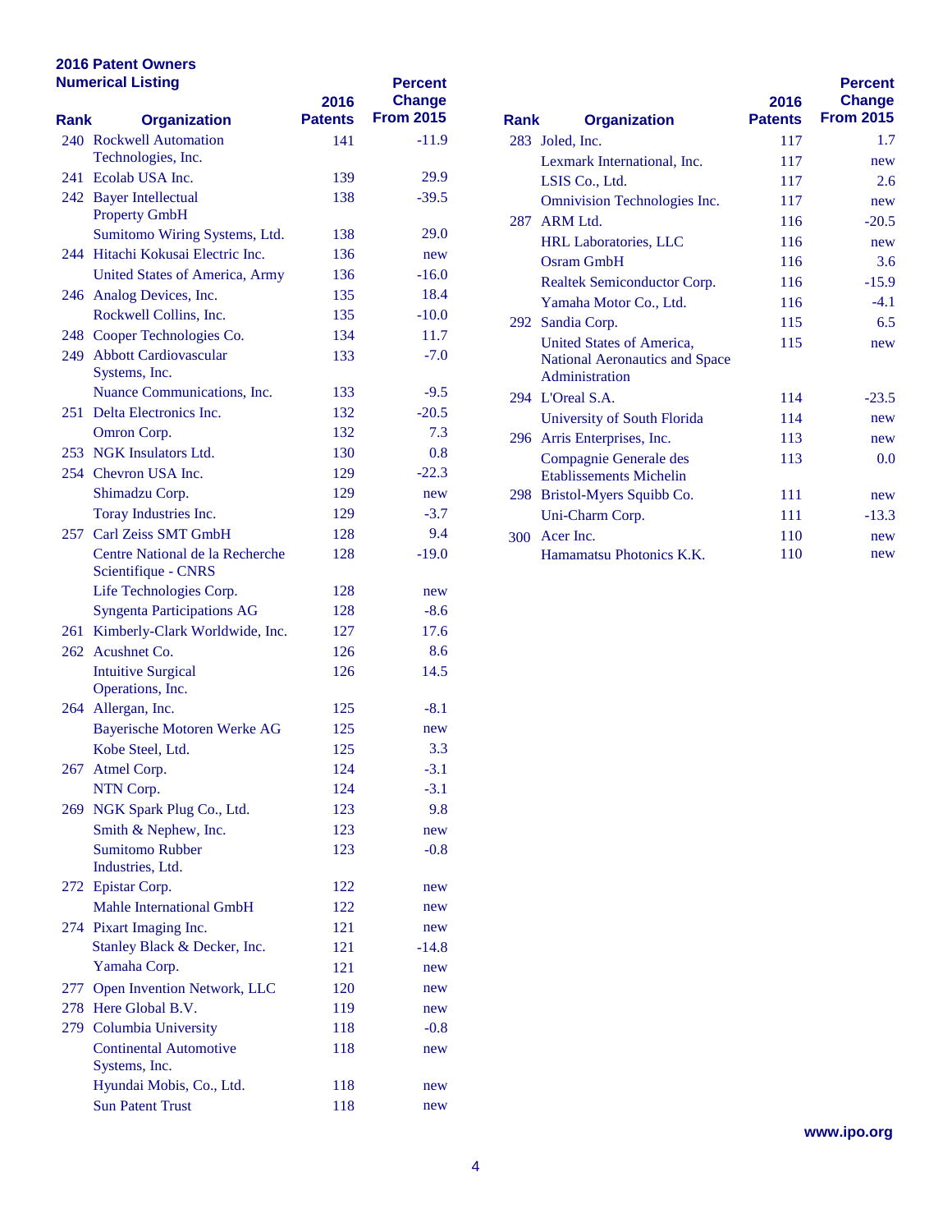## 2016 Patent Owners
### Numerical Listing

| Rank | Organization | 2016 Patents | Percent Change From 2015 |
|---|---|---|---|
| 240 | Rockwell Automation Technologies, Inc. | 141 | -11.9 |
| 241 | Ecolab USA Inc. | 139 | 29.9 |
| 242 | Bayer Intellectual Property GmbH | 138 | -39.5 |
| | Sumitomo Wiring Systems, Ltd. | 138 | 29.0 |
| 244 | Hitachi Kokusai Electric Inc. | 136 | new |
| | United States of America, Army | 136 | -16.0 |
| 246 | Analog Devices, Inc. | 135 | 18.4 |
| | Rockwell Collins, Inc. | 135 | -10.0 |
| 248 | Cooper Technologies Co. | 134 | 11.7 |
| 249 | Abbott Cardiovascular Systems, Inc. | 133 | -7.0 |
| | Nuance Communications, Inc. | 133 | -9.5 |
| 251 | Delta Electronics Inc. | 132 | -20.5 |
| | Omron Corp. | 132 | 7.3 |
| 253 | NGK Insulators Ltd. | 130 | 0.8 |
| 254 | Chevron USA Inc. | 129 | -22.3 |
| | Shimadzu Corp. | 129 | new |
| | Toray Industries Inc. | 129 | -3.7 |
| 257 | Carl Zeiss SMT GmbH | 128 | 9.4 |
| | Centre National de la Recherche Scientifique - CNRS | 128 | -19.0 |
| | Life Technologies Corp. | 128 | new |
| | Syngenta Participations AG | 128 | -8.6 |
| 261 | Kimberly-Clark Worldwide, Inc. | 127 | 17.6 |
| 262 | Acushnet Co. | 126 | 8.6 |
| | Intuitive Surgical Operations, Inc. | 126 | 14.5 |
| 264 | Allergan, Inc. | 125 | -8.1 |
| | Bayerische Motoren Werke AG | 125 | new |
| | Kobe Steel, Ltd. | 125 | 3.3 |
| 267 | Atmel Corp. | 124 | -3.1 |
| | NTN Corp. | 124 | -3.1 |
| 269 | NGK Spark Plug Co., Ltd. | 123 | 9.8 |
| | Smith & Nephew, Inc. | 123 | new |
| | Sumitomo Rubber Industries, Ltd. | 123 | -0.8 |
| 272 | Epistar Corp. | 122 | new |
| | Mahle International GmbH | 122 | new |
| 274 | Pixart Imaging Inc. | 121 | new |
| | Stanley Black & Decker, Inc. | 121 | -14.8 |
| | Yamaha Corp. | 121 | new |
| 277 | Open Invention Network, LLC | 120 | new |
| 278 | Here Global B.V. | 119 | new |
| 279 | Columbia University | 118 | -0.8 |
| | Continental Automotive Systems, Inc. | 118 | new |
| | Hyundai Mobis, Co., Ltd. | 118 | new |
| | Sun Patent Trust | 118 | new |
| 283 | Joled, Inc. | 117 | 1.7 |
| | Lexmark International, Inc. | 117 | new |
| | LSIS Co., Ltd. | 117 | 2.6 |
| | Omnivision Technologies Inc. | 117 | new |
| 287 | ARM Ltd. | 116 | -20.5 |
| | HRL Laboratories, LLC | 116 | new |
| | Osram GmbH | 116 | 3.6 |
| | Realtek Semiconductor Corp. | 116 | -15.9 |
| | Yamaha Motor Co., Ltd. | 116 | -4.1 |
| 292 | Sandia Corp. | 115 | 6.5 |
| | United States of America, National Aeronautics and Space Administration | 115 | new |
| 294 | L'Oreal S.A. | 114 | -23.5 |
| | University of South Florida | 114 | new |
| 296 | Arris Enterprises, Inc. | 113 | new |
| | Compagnie Generale des Etablissements Michelin | 113 | 0.0 |
| 298 | Bristol-Myers Squibb Co. | 111 | new |
| | Uni-Charm Corp. | 111 | -13.3 |
| 300 | Acer Inc. | 110 | new |
| | Hamamatsu Photonics K.K. | 110 | new |

www.ipo.org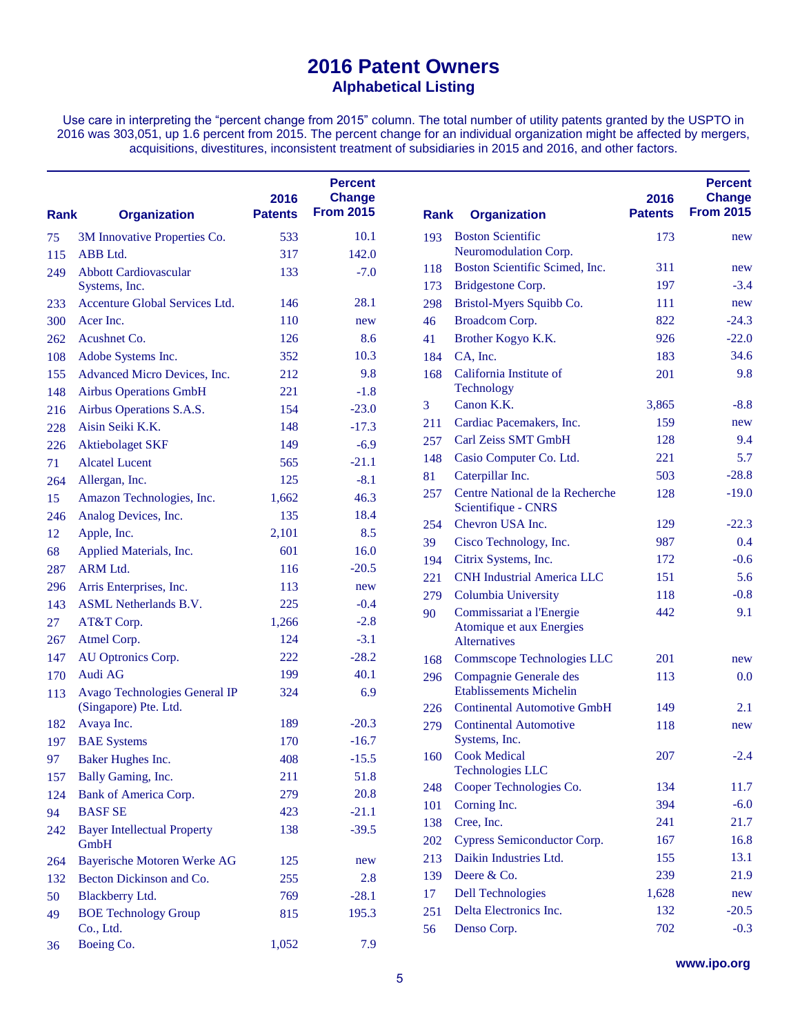# 2016 Patent Owners

## Alphabetical Listing

Use care in interpreting the "percent change from 2015" column. The total number of utility patents granted by the USPTO in 2016 was 303,051, up 1.6 percent from 2015. The percent change for an individual organization might be affected by mergers, acquisitions, divestitures, inconsistent treatment of subsidiaries in 2015 and 2016, and other factors.

| Rank | Organization | 2016 Patents | Percent Change From 2015 |
|---|---|---|---|
| 75 | 3M Innovative Properties Co. | 533 | 10.1 |
| 115 | ABB Ltd. | 317 | 142.0 |
| 249 | Abbott Cardiovascular Systems, Inc. | 133 | -7.0 |
| 233 | Accenture Global Services Ltd. | 146 | 28.1 |
| 300 | Acer Inc. | 110 | new |
| 262 | Acushnet Co. | 126 | 8.6 |
| 108 | Adobe Systems Inc. | 352 | 10.3 |
| 155 | Advanced Micro Devices, Inc. | 212 | 9.8 |
| 148 | Airbus Operations GmbH | 221 | -1.8 |
| 216 | Airbus Operations S.A.S. | 154 | -23.0 |
| 228 | Aisin Seiki K.K. | 148 | -17.3 |
| 226 | Aktiebolaget SKF | 149 | -6.9 |
| 71 | Alcatel Lucent | 565 | -21.1 |
| 264 | Allergan, Inc. | 125 | -8.1 |
| 15 | Amazon Technologies, Inc. | 1,662 | 46.3 |
| 246 | Analog Devices, Inc. | 135 | 18.4 |
| 12 | Apple, Inc. | 2,101 | 8.5 |
| 68 | Applied Materials, Inc. | 601 | 16.0 |
| 287 | ARM Ltd. | 116 | -20.5 |
| 296 | Arris Enterprises, Inc. | 113 | new |
| 143 | ASML Netherlands B.V. | 225 | -0.4 |
| 27 | AT&T Corp. | 1,266 | -2.8 |
| 267 | Atmel Corp. | 124 | -3.1 |
| 147 | AU Optronics Corp. | 222 | -28.2 |
| 170 | Audi AG | 199 | 40.1 |
| 113 | Avago Technologies General IP (Singapore) Pte. Ltd. | 324 | 6.9 |
| 182 | Avaya Inc. | 189 | -20.3 |
| 197 | BAE Systems | 170 | -16.7 |
| 97 | Baker Hughes Inc. | 408 | -15.5 |
| 157 | Bally Gaming, Inc. | 211 | 51.8 |
| 124 | Bank of America Corp. | 279 | 20.8 |
| 94 | BASF SE | 423 | -21.1 |
| 242 | Bayer Intellectual Property GmbH | 138 | -39.5 |
| 264 | Bayerische Motoren Werke AG | 125 | new |
| 132 | Becton Dickinson and Co. | 255 | 2.8 |
| 50 | Blackberry Ltd. | 769 | -28.1 |
| 49 | BOE Technology Group Co., Ltd. | 815 | 195.3 |
| 36 | Boeing Co. | 1,052 | 7.9 |
| 193 | Boston Scientific Neuromodulation Corp. | 173 | new |
| 118 | Boston Scientific Scimed, Inc. | 311 | new |
| 173 | Bridgestone Corp. | 197 | -3.4 |
| 298 | Bristol-Myers Squibb Co. | 111 | new |
| 46 | Broadcom Corp. | 822 | -24.3 |
| 41 | Brother Kogyo K.K. | 926 | -22.0 |
| 184 | CA, Inc. | 183 | 34.6 |
| 168 | California Institute of Technology | 201 | 9.8 |
| 3 | Canon K.K. | 3,865 | -8.8 |
| 211 | Cardiac Pacemakers, Inc. | 159 | new |
| 257 | Carl Zeiss SMT GmbH | 128 | 9.4 |
| 148 | Casio Computer Co. Ltd. | 221 | 5.7 |
| 81 | Caterpillar Inc. | 503 | -28.8 |
| 257 | Centre National de la Recherche Scientifique - CNRS | 128 | -19.0 |
| 254 | Chevron USA Inc. | 129 | -22.3 |
| 39 | Cisco Technology, Inc. | 987 | 0.4 |
| 194 | Citrix Systems, Inc. | 172 | -0.6 |
| 221 | CNH Industrial America LLC | 151 | 5.6 |
| 279 | Columbia University | 118 | -0.8 |
| 90 | Commissariat a l'Energie Atomique et aux Energies Alternatives | 442 | 9.1 |
| 168 | Commscope Technologies LLC | 201 | new |
| 296 | Compagnie Generale des Etablissements Michelin | 113 | 0.0 |
| 226 | Continental Automotive GmbH | 149 | 2.1 |
| 279 | Continental Automotive Systems, Inc. | 118 | new |
| 160 | Cook Medical Technologies LLC | 207 | -2.4 |
| 248 | Cooper Technologies Co. | 134 | 11.7 |
| 101 | Corning Inc. | 394 | -6.0 |
| 138 | Cree, Inc. | 241 | 21.7 |
| 202 | Cypress Semiconductor Corp. | 167 | 16.8 |
| 213 | Daikin Industries Ltd. | 155 | 13.1 |
| 139 | Deere & Co. | 239 | 21.9 |
| 17 | Dell Technologies | 1,628 | new |
| 251 | Delta Electronics Inc. | 132 | -20.5 |
| 56 | Denso Corp. | 702 | -0.3 |

www.ipo.org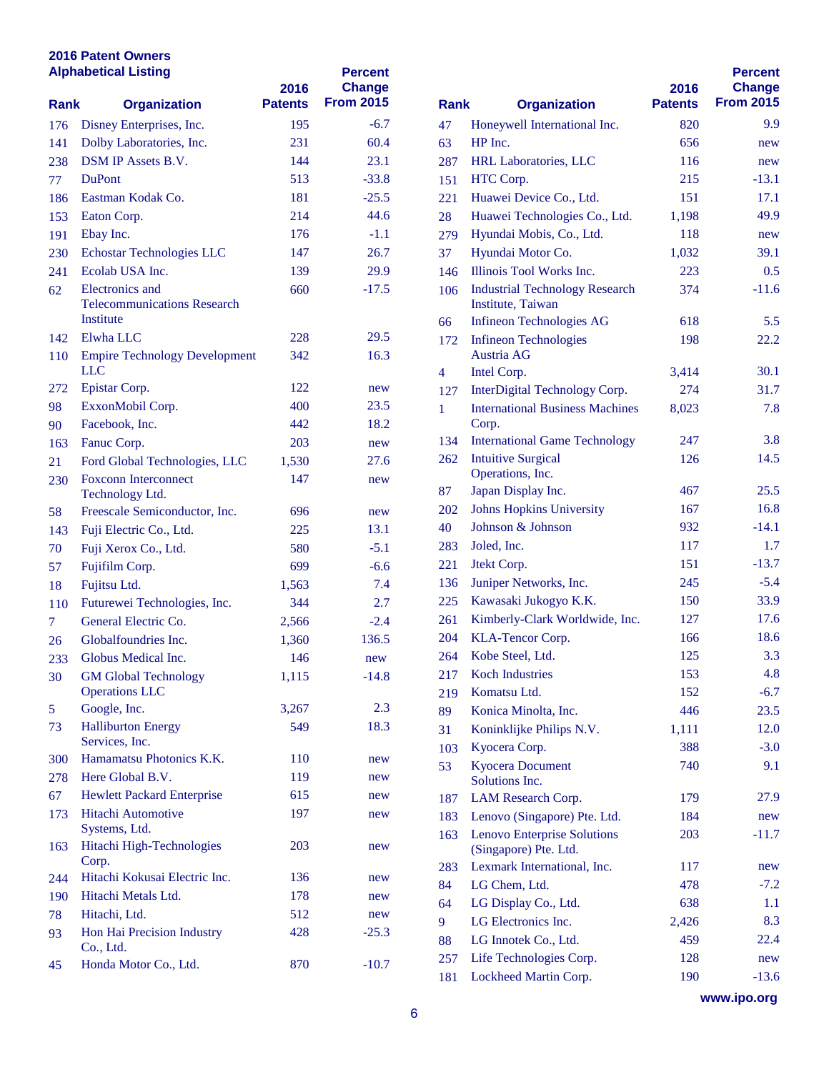**2016 Patent Owners**
**Alphabetical Listing**

| Rank | Organization | 2016 Patents | Percent Change From 2015 |
|---|---|---|---|
| 176 | Disney Enterprises, Inc. | 195 | -6.7 |
| 141 | Dolby Laboratories, Inc. | 231 | 60.4 |
| 238 | DSM IP Assets B.V. | 144 | 23.1 |
| 77 | DuPont | 513 | -33.8 |
| 186 | Eastman Kodak Co. | 181 | -25.5 |
| 153 | Eaton Corp. | 214 | 44.6 |
| 191 | Ebay Inc. | 176 | -1.1 |
| 230 | Echostar Technologies LLC | 147 | 26.7 |
| 241 | Ecolab USA Inc. | 139 | 29.9 |
| 62 | Electronics and Telecommunications Research Institute | 660 | -17.5 |
| 142 | Elwha LLC | 228 | 29.5 |
| 110 | Empire Technology Development LLC | 342 | 16.3 |
| 272 | Epistar Corp. | 122 | new |
| 98 | ExxonMobil Corp. | 400 | 23.5 |
| 90 | Facebook, Inc. | 442 | 18.2 |
| 163 | Fanuc Corp. | 203 | new |
| 21 | Ford Global Technologies, LLC | 1,530 | 27.6 |
| 230 | Foxconn Interconnect Technology Ltd. | 147 | new |
| 58 | Freescale Semiconductor, Inc. | 696 | new |
| 143 | Fuji Electric Co., Ltd. | 225 | 13.1 |
| 70 | Fuji Xerox Co., Ltd. | 580 | -5.1 |
| 57 | Fujifilm Corp. | 699 | -6.6 |
| 18 | Fujitsu Ltd. | 1,563 | 7.4 |
| 110 | Futurewei Technologies, Inc. | 344 | 2.7 |
| 7 | General Electric Co. | 2,566 | -2.4 |
| 26 | Globalfoundries Inc. | 1,360 | 136.5 |
| 233 | Globus Medical Inc. | 146 | new |
| 30 | GM Global Technology Operations LLC | 1,115 | -14.8 |
| 5 | Google, Inc. | 3,267 | 2.3 |
| 73 | Halliburton Energy Services, Inc. | 549 | 18.3 |
| 300 | Hamamatsu Photonics K.K. | 110 | new |
| 278 | Here Global B.V. | 119 | new |
| 67 | Hewlett Packard Enterprise | 615 | new |
| 173 | Hitachi Automotive Systems, Ltd. | 197 | new |
| 163 | Hitachi High-Technologies Corp. | 203 | new |
| 244 | Hitachi Kokusai Electric Inc. | 136 | new |
| 190 | Hitachi Metals Ltd. | 178 | new |
| 78 | Hitachi, Ltd. | 512 | new |
| 93 | Hon Hai Precision Industry Co., Ltd. | 428 | -25.3 |
| 45 | Honda Motor Co., Ltd. | 870 | -10.7 |
| 47 | Honeywell International Inc. | 820 | 9.9 |
| 63 | HP Inc. | 656 | new |
| 287 | HRL Laboratories, LLC | 116 | new |
| 151 | HTC Corp. | 215 | -13.1 |
| 221 | Huawei Device Co., Ltd. | 151 | 17.1 |
| 28 | Huawei Technologies Co., Ltd. | 1,198 | 49.9 |
| 279 | Hyundai Mobis, Co., Ltd. | 118 | new |
| 37 | Hyundai Motor Co. | 1,032 | 39.1 |
| 146 | Illinois Tool Works Inc. | 223 | 0.5 |
| 106 | Industrial Technology Research Institute, Taiwan | 374 | -11.6 |
| 66 | Infineon Technologies AG | 618 | 5.5 |
| 172 | Infineon Technologies Austria AG | 198 | 22.2 |
| 4 | Intel Corp. | 3,414 | 30.1 |
| 127 | InterDigital Technology Corp. | 274 | 31.7 |
| 1 | International Business Machines Corp. | 8,023 | 7.8 |
| 134 | International Game Technology | 247 | 3.8 |
| 262 | Intuitive Surgical Operations, Inc. | 126 | 14.5 |
| 87 | Japan Display Inc. | 467 | 25.5 |
| 202 | Johns Hopkins University | 167 | 16.8 |
| 40 | Johnson & Johnson | 932 | -14.1 |
| 283 | Joled, Inc. | 117 | 1.7 |
| 221 | Jtekt Corp. | 151 | -13.7 |
| 136 | Juniper Networks, Inc. | 245 | -5.4 |
| 225 | Kawasaki Jukogyo K.K. | 150 | 33.9 |
| 261 | Kimberly-Clark Worldwide, Inc. | 127 | 17.6 |
| 204 | KLA-Tencor Corp. | 166 | 18.6 |
| 264 | Kobe Steel, Ltd. | 125 | 3.3 |
| 217 | Koch Industries | 153 | 4.8 |
| 219 | Komatsu Ltd. | 152 | -6.7 |
| 89 | Konica Minolta, Inc. | 446 | 23.5 |
| 31 | Koninklijke Philips N.V. | 1,111 | 12.0 |
| 103 | Kyocera Corp. | 388 | -3.0 |
| 53 | Kyocera Document Solutions Inc. | 740 | 9.1 |
| 187 | LAM Research Corp. | 179 | 27.9 |
| 183 | Lenovo (Singapore) Pte. Ltd. | 184 | new |
| 163 | Lenovo Enterprise Solutions (Singapore) Pte. Ltd. | 203 | -11.7 |
| 283 | Lexmark International, Inc. | 117 | new |
| 84 | LG Chem, Ltd. | 478 | -7.2 |
| 64 | LG Display Co., Ltd. | 638 | 1.1 |
| 9 | LG Electronics Inc. | 2,426 | 8.3 |
| 88 | LG Innotek Co., Ltd. | 459 | 22.4 |
| 257 | Life Technologies Corp. | 128 | new |
| 181 | Lockheed Martin Corp. | 190 | -13.6 |

www.ipo.org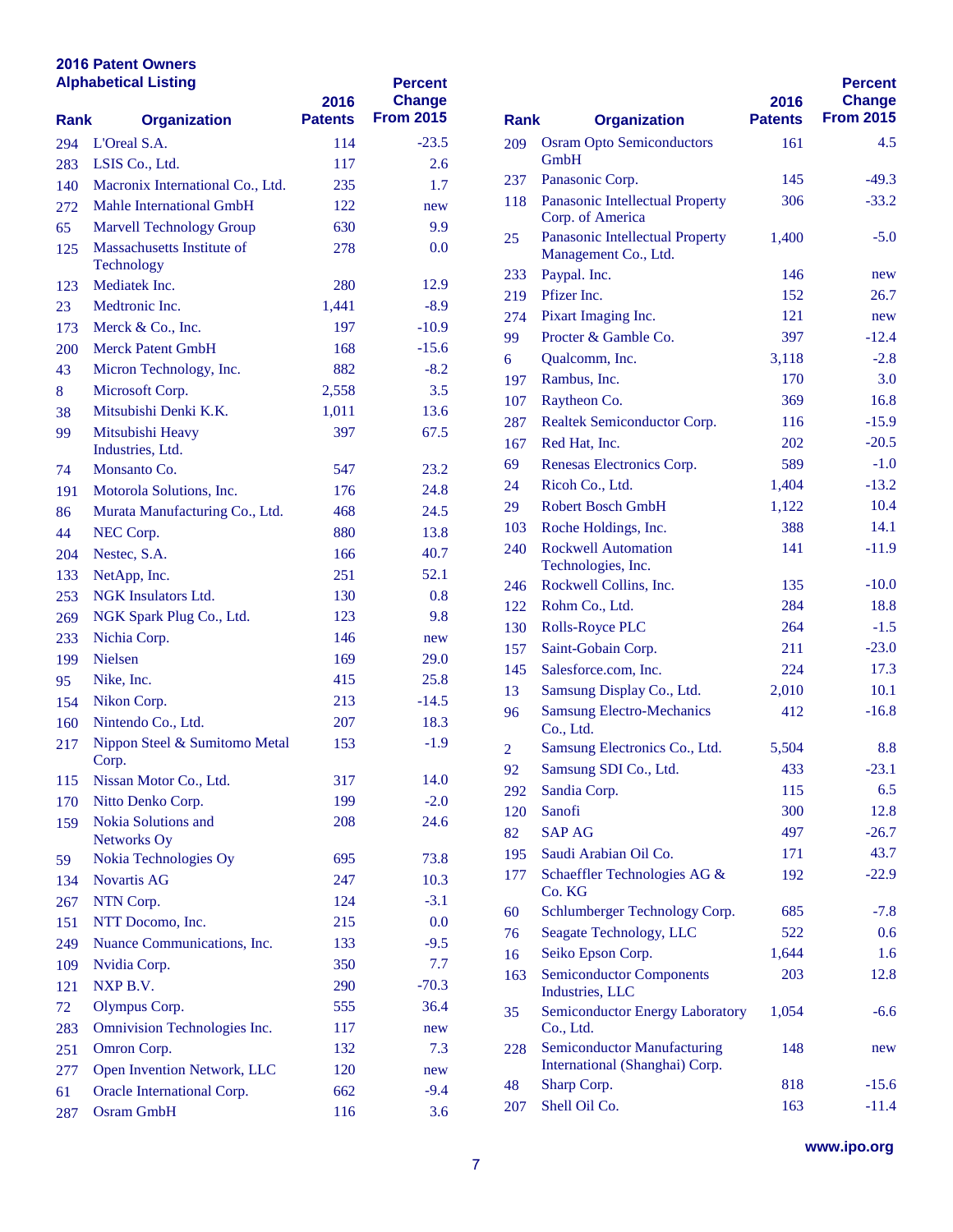## 2016 Patent Owners
### Alphabetical Listing

| Rank | Organization | 2016 Patents | Percent Change From 2015 |
|---|---|---|---|
| 294 | L'Oreal S.A. | 114 | -23.5 |
| 283 | LSIS Co., Ltd. | 117 | 2.6 |
| 140 | Macronix International Co., Ltd. | 235 | 1.7 |
| 272 | Mahle International GmbH | 122 | new |
| 65 | Marvell Technology Group | 630 | 9.9 |
| 125 | Massachusetts Institute of Technology | 278 | 0.0 |
| 123 | Mediatek Inc. | 280 | 12.9 |
| 23 | Medtronic Inc. | 1,441 | -8.9 |
| 173 | Merck & Co., Inc. | 197 | -10.9 |
| 200 | Merck Patent GmbH | 168 | -15.6 |
| 43 | Micron Technology, Inc. | 882 | -8.2 |
| 8 | Microsoft Corp. | 2,558 | 3.5 |
| 38 | Mitsubishi Denki K.K. | 1,011 | 13.6 |
| 99 | Mitsubishi Heavy Industries, Ltd. | 397 | 67.5 |
| 74 | Monsanto Co. | 547 | 23.2 |
| 191 | Motorola Solutions, Inc. | 176 | 24.8 |
| 86 | Murata Manufacturing Co., Ltd. | 468 | 24.5 |
| 44 | NEC Corp. | 880 | 13.8 |
| 204 | Nestec, S.A. | 166 | 40.7 |
| 133 | NetApp, Inc. | 251 | 52.1 |
| 253 | NGK Insulators Ltd. | 130 | 0.8 |
| 269 | NGK Spark Plug Co., Ltd. | 123 | 9.8 |
| 233 | Nichia Corp. | 146 | new |
| 199 | Nielsen | 169 | 29.0 |
| 95 | Nike, Inc. | 415 | 25.8 |
| 154 | Nikon Corp. | 213 | -14.5 |
| 160 | Nintendo Co., Ltd. | 207 | 18.3 |
| 217 | Nippon Steel & Sumitomo Metal Corp. | 153 | -1.9 |
| 115 | Nissan Motor Co., Ltd. | 317 | 14.0 |
| 170 | Nitto Denko Corp. | 199 | -2.0 |
| 159 | Nokia Solutions and Networks Oy | 208 | 24.6 |
| 59 | Nokia Technologies Oy | 695 | 73.8 |
| 134 | Novartis AG | 247 | 10.3 |
| 267 | NTN Corp. | 124 | -3.1 |
| 151 | NTT Docomo, Inc. | 215 | 0.0 |
| 249 | Nuance Communications, Inc. | 133 | -9.5 |
| 109 | Nvidia Corp. | 350 | 7.7 |
| 121 | NXP B.V. | 290 | -70.3 |
| 72 | Olympus Corp. | 555 | 36.4 |
| 283 | Omnivision Technologies Inc. | 117 | new |
| 251 | Omron Corp. | 132 | 7.3 |
| 277 | Open Invention Network, LLC | 120 | new |
| 61 | Oracle International Corp. | 662 | -9.4 |
| 287 | Osram GmbH | 116 | 3.6 |
| 209 | Osram Opto Semiconductors GmbH | 161 | 4.5 |
| 237 | Panasonic Corp. | 145 | -49.3 |
| 118 | Panasonic Intellectual Property Corp. of America | 306 | -33.2 |
| 25 | Panasonic Intellectual Property Management Co., Ltd. | 1,400 | -5.0 |
| 233 | Paypal. Inc. | 146 | new |
| 219 | Pfizer Inc. | 152 | 26.7 |
| 274 | Pixart Imaging Inc. | 121 | new |
| 99 | Procter & Gamble Co. | 397 | -12.4 |
| 6 | Qualcomm, Inc. | 3,118 | -2.8 |
| 197 | Rambus, Inc. | 170 | 3.0 |
| 107 | Raytheon Co. | 369 | 16.8 |
| 287 | Realtek Semiconductor Corp. | 116 | -15.9 |
| 167 | Red Hat, Inc. | 202 | -20.5 |
| 69 | Renesas Electronics Corp. | 589 | -1.0 |
| 24 | Ricoh Co., Ltd. | 1,404 | -13.2 |
| 29 | Robert Bosch GmbH | 1,122 | 10.4 |
| 103 | Roche Holdings, Inc. | 388 | 14.1 |
| 240 | Rockwell Automation Technologies, Inc. | 141 | -11.9 |
| 246 | Rockwell Collins, Inc. | 135 | -10.0 |
| 122 | Rohm Co., Ltd. | 284 | 18.8 |
| 130 | Rolls-Royce PLC | 264 | -1.5 |
| 157 | Saint-Gobain Corp. | 211 | -23.0 |
| 145 | Salesforce.com, Inc. | 224 | 17.3 |
| 13 | Samsung Display Co., Ltd. | 2,010 | 10.1 |
| 96 | Samsung Electro-Mechanics Co., Ltd. | 412 | -16.8 |
| 2 | Samsung Electronics Co., Ltd. | 5,504 | 8.8 |
| 92 | Samsung SDI Co., Ltd. | 433 | -23.1 |
| 292 | Sandia Corp. | 115 | 6.5 |
| 120 | Sanofi | 300 | 12.8 |
| 82 | SAP AG | 497 | -26.7 |
| 195 | Saudi Arabian Oil Co. | 171 | 43.7 |
| 177 | Schaeffler Technologies AG & Co. KG | 192 | -22.9 |
| 60 | Schlumberger Technology Corp. | 685 | -7.8 |
| 76 | Seagate Technology, LLC | 522 | 0.6 |
| 16 | Seiko Epson Corp. | 1,644 | 1.6 |
| 163 | Semiconductor Components Industries, LLC | 203 | 12.8 |
| 35 | Semiconductor Energy Laboratory Co., Ltd. | 1,054 | -6.6 |
| 228 | Semiconductor Manufacturing International (Shanghai) Corp. | 148 | new |
| 48 | Sharp Corp. | 818 | -15.6 |
| 207 | Shell Oil Co. | 163 | -11.4 |

www.ipo.org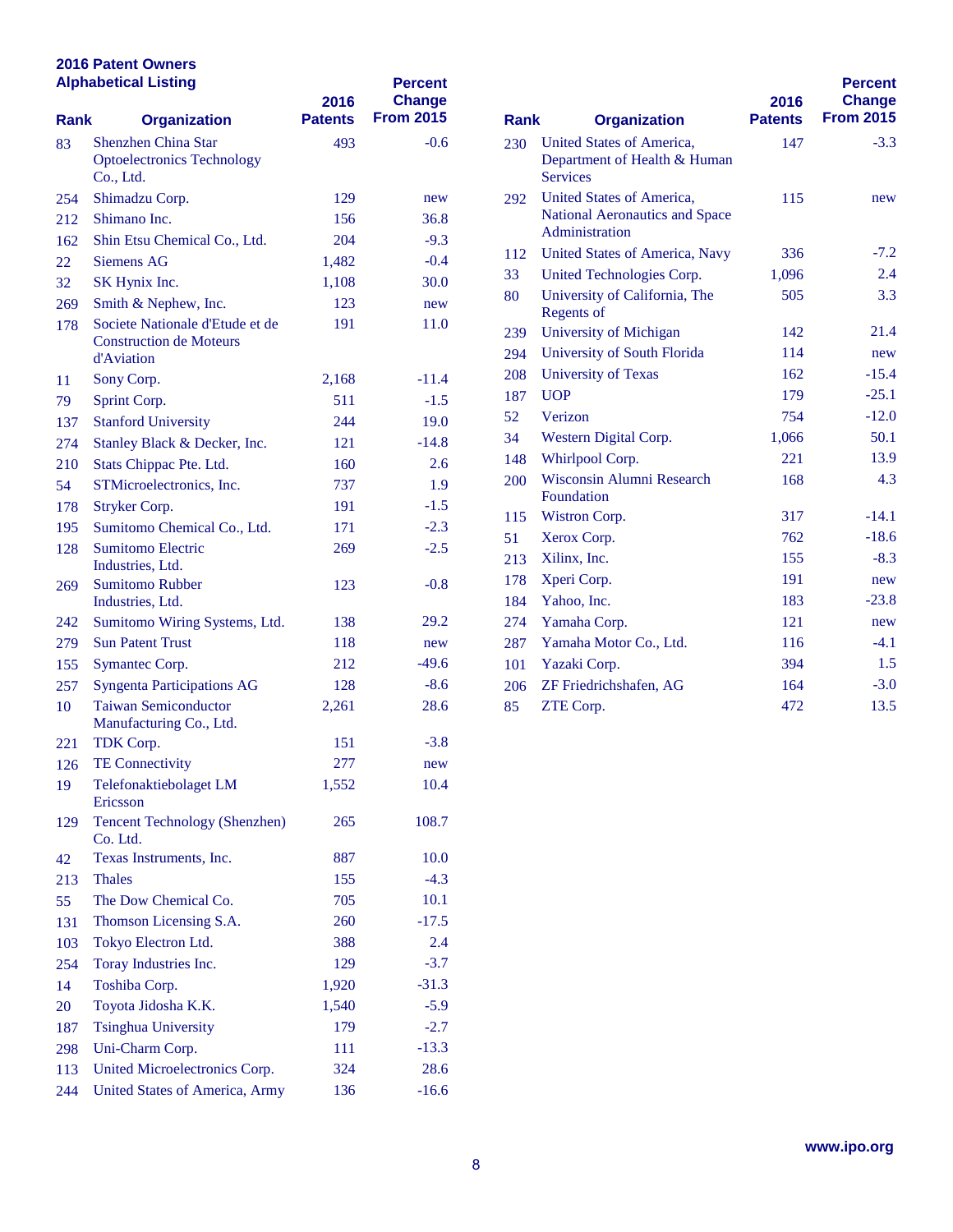## 2016 Patent Owners
## Alphabetical Listing

| Rank | Organization | 2016 Patents | Percent Change From 2015 |
|---|---|---|---|
| 83 | Shenzhen China Star Optoelectronics Technology Co., Ltd. | 493 | -0.6 |
| 254 | Shimadzu Corp. | 129 | new |
| 212 | Shimano Inc. | 156 | 36.8 |
| 162 | Shin Etsu Chemical Co., Ltd. | 204 | -9.3 |
| 22 | Siemens AG | 1,482 | -0.4 |
| 32 | SK Hynix Inc. | 1,108 | 30.0 |
| 269 | Smith & Nephew, Inc. | 123 | new |
| 178 | Societe Nationale d'Etude et de Construction de Moteurs d'Aviation | 191 | 11.0 |
| 11 | Sony Corp. | 2,168 | -11.4 |
| 79 | Sprint Corp. | 511 | -1.5 |
| 137 | Stanford University | 244 | 19.0 |
| 274 | Stanley Black & Decker, Inc. | 121 | -14.8 |
| 210 | Stats Chippac Pte. Ltd. | 160 | 2.6 |
| 54 | STMicroelectronics, Inc. | 737 | 1.9 |
| 178 | Stryker Corp. | 191 | -1.5 |
| 195 | Sumitomo Chemical Co., Ltd. | 171 | -2.3 |
| 128 | Sumitomo Electric Industries, Ltd. | 269 | -2.5 |
| 269 | Sumitomo Rubber Industries, Ltd. | 123 | -0.8 |
| 242 | Sumitomo Wiring Systems, Ltd. | 138 | 29.2 |
| 279 | Sun Patent Trust | 118 | new |
| 155 | Symantec Corp. | 212 | -49.6 |
| 257 | Syngenta Participations AG | 128 | -8.6 |
| 10 | Taiwan Semiconductor Manufacturing Co., Ltd. | 2,261 | 28.6 |
| 221 | TDK Corp. | 151 | -3.8 |
| 126 | TE Connectivity | 277 | new |
| 19 | Telefonaktiebolaget LM Ericsson | 1,552 | 10.4 |
| 129 | Tencent Technology (Shenzhen) Co. Ltd. | 265 | 108.7 |
| 42 | Texas Instruments, Inc. | 887 | 10.0 |
| 213 | Thales | 155 | -4.3 |
| 55 | The Dow Chemical Co. | 705 | 10.1 |
| 131 | Thomson Licensing S.A. | 260 | -17.5 |
| 103 | Tokyo Electron Ltd. | 388 | 2.4 |
| 254 | Toray Industries Inc. | 129 | -3.7 |
| 14 | Toshiba Corp. | 1,920 | -31.3 |
| 20 | Toyota Jidosha K.K. | 1,540 | -5.9 |
| 187 | Tsinghua University | 179 | -2.7 |
| 298 | Uni-Charm Corp. | 111 | -13.3 |
| 113 | United Microelectronics Corp. | 324 | 28.6 |
| 244 | United States of America, Army | 136 | -16.6 |
| 230 | United States of America, Department of Health & Human Services | 147 | -3.3 |
| 292 | United States of America, National Aeronautics and Space Administration | 115 | new |
| 112 | United States of America, Navy | 336 | -7.2 |
| 33 | United Technologies Corp. | 1,096 | 2.4 |
| 80 | University of California, The Regents of | 505 | 3.3 |
| 239 | University of Michigan | 142 | 21.4 |
| 294 | University of South Florida | 114 | new |
| 208 | University of Texas | 162 | -15.4 |
| 187 | UOP | 179 | -25.1 |
| 52 | Verizon | 754 | -12.0 |
| 34 | Western Digital Corp. | 1,066 | 50.1 |
| 148 | Whirlpool Corp. | 221 | 13.9 |
| 200 | Wisconsin Alumni Research Foundation | 168 | 4.3 |
| 115 | Wistron Corp. | 317 | -14.1 |
| 51 | Xerox Corp. | 762 | -18.6 |
| 213 | Xilinx, Inc. | 155 | -8.3 |
| 178 | Xperi Corp. | 191 | new |
| 184 | Yahoo, Inc. | 183 | -23.8 |
| 274 | Yamaha Corp. | 121 | new |
| 287 | Yamaha Motor Co., Ltd. | 116 | -4.1 |
| 101 | Yazaki Corp. | 394 | 1.5 |
| 206 | ZF Friedrichshafen, AG | 164 | -3.0 |
| 85 | ZTE Corp. | 472 | 13.5 |

www.ipo.org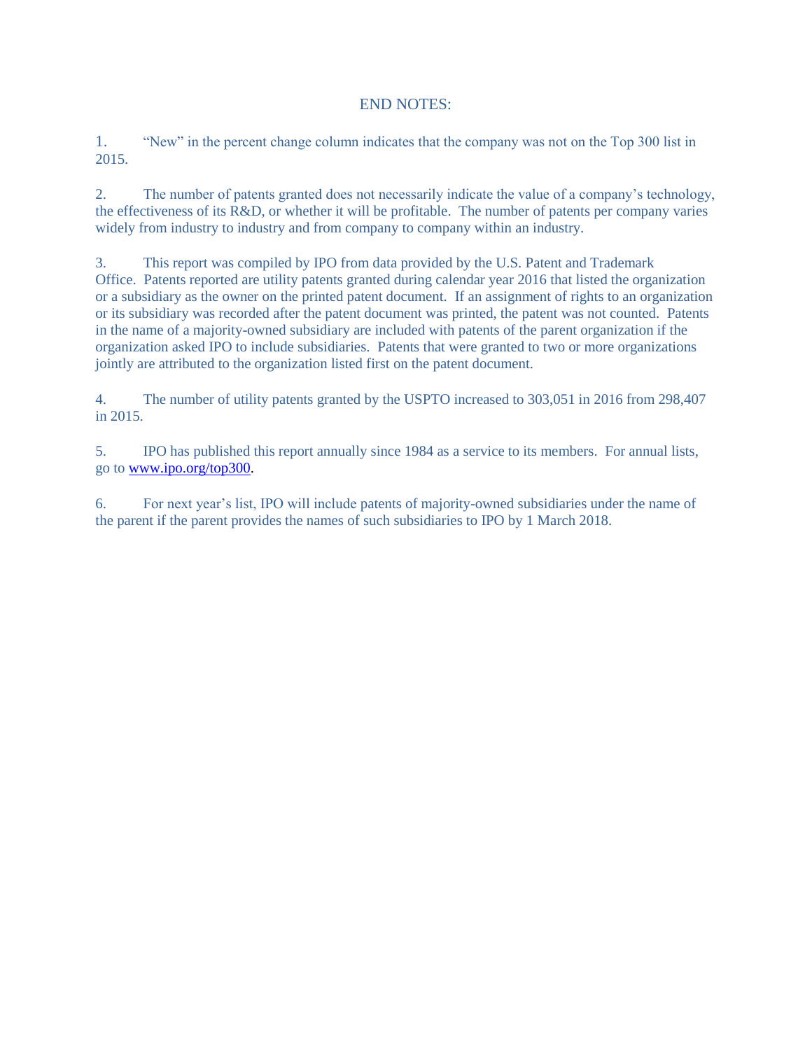# END NOTES:

1. "New" in the percent change column indicates that the company was not on the Top 300 list in 2015.

2. The number of patents granted does not necessarily indicate the value of a company's technology, the effectiveness of its R&D, or whether it will be profitable. The number of patents per company varies widely from industry to industry and from company to company within an industry.

3. This report was compiled by IPO from data provided by the U.S. Patent and Trademark Office. Patents reported are utility patents granted during calendar year 2016 that listed the organization or a subsidiary as the owner on the printed patent document. If an assignment of rights to an organization or its subsidiary was recorded after the patent document was printed, the patent was not counted. Patents in the name of a majority-owned subsidiary are included with patents of the parent organization if the organization asked IPO to include subsidiaries. Patents that were granted to two or more organizations jointly are attributed to the organization listed first on the patent document.

4. The number of utility patents granted by the USPTO increased to 303,051 in 2016 from 298,407 in 2015.

5. IPO has published this report annually since 1984 as a service to its members. For annual lists, go to [www.ipo.org/top300](http://www.ipo.org/top300).

6. For next year's list, IPO will include patents of majority-owned subsidiaries under the name of the parent if the parent provides the names of such subsidiaries to IPO by 1 March 2018.